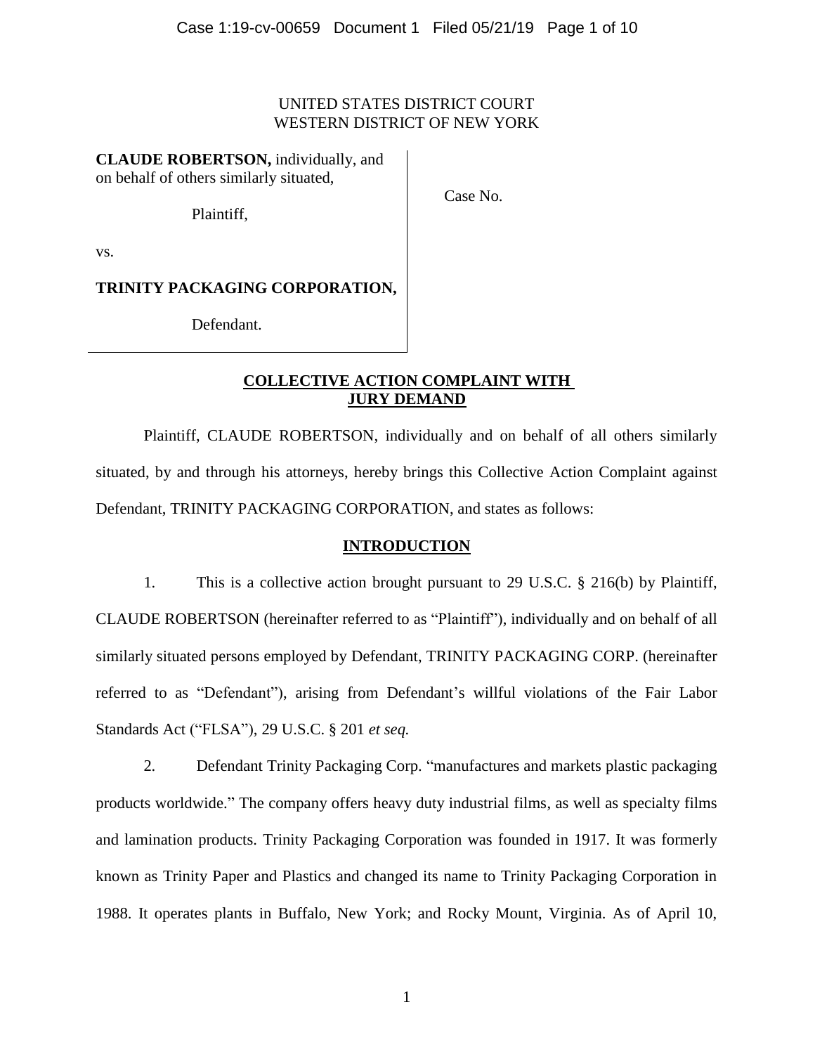UNITED STATES DISTRICT COURT
WESTERN DISTRICT OF NEW YORK

**CLAUDE ROBERTSON,** individually, and on behalf of others similarly situated,

Plaintiff,

vs.

**TRINITY PACKAGING CORPORATION,**

Defendant.

Case No.

## COLLECTIVE ACTION COMPLAINT WITH JURY DEMAND

Plaintiff, CLAUDE ROBERTSON, individually and on behalf of all others similarly situated, by and through his attorneys, hereby brings this Collective Action Complaint against Defendant, TRINITY PACKAGING CORPORATION, and states as follows:

## INTRODUCTION

1. This is a collective action brought pursuant to 29 U.S.C. § 216(b) by Plaintiff, CLAUDE ROBERTSON (hereinafter referred to as "Plaintiff"), individually and on behalf of all similarly situated persons employed by Defendant, TRINITY PACKAGING CORP. (hereinafter referred to as "Defendant"), arising from Defendant's willful violations of the Fair Labor Standards Act ("FLSA"), 29 U.S.C. § 201 *et seq.*

2. Defendant Trinity Packaging Corp. "manufactures and markets plastic packaging products worldwide." The company offers heavy duty industrial films, as well as specialty films and lamination products. Trinity Packaging Corporation was founded in 1917. It was formerly known as Trinity Paper and Plastics and changed its name to Trinity Packaging Corporation in 1988. It operates plants in Buffalo, New York; and Rocky Mount, Virginia. As of April 10,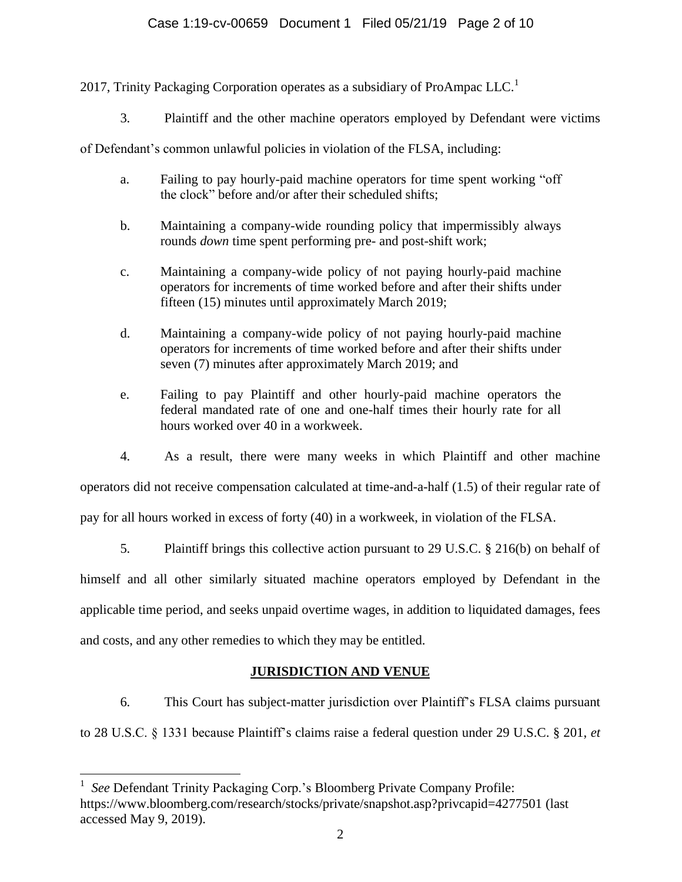2017, Trinity Packaging Corporation operates as a subsidiary of ProAmpac LLC.[1]

3. Plaintiff and the other machine operators employed by Defendant were victims of Defendant's common unlawful policies in violation of the FLSA, including:

a. Failing to pay hourly-paid machine operators for time spent working "off the clock" before and/or after their scheduled shifts;

b. Maintaining a company-wide rounding policy that impermissibly always rounds *down* time spent performing pre- and post-shift work;

c. Maintaining a company-wide policy of not paying hourly-paid machine operators for increments of time worked before and after their shifts under fifteen (15) minutes until approximately March 2019;

d. Maintaining a company-wide policy of not paying hourly-paid machine operators for increments of time worked before and after their shifts under seven (7) minutes after approximately March 2019; and

e. Failing to pay Plaintiff and other hourly-paid machine operators the federal mandated rate of one and one-half times their hourly rate for all hours worked over 40 in a workweek.

4. As a result, there were many weeks in which Plaintiff and other machine operators did not receive compensation calculated at time-and-a-half (1.5) of their regular rate of pay for all hours worked in excess of forty (40) in a workweek, in violation of the FLSA.

5. Plaintiff brings this collective action pursuant to 29 U.S.C. § 216(b) on behalf of himself and all other similarly situated machine operators employed by Defendant in the applicable time period, and seeks unpaid overtime wages, in addition to liquidated damages, fees and costs, and any other remedies to which they may be entitled.

## JURISDICTION AND VENUE

6. This Court has subject-matter jurisdiction over Plaintiff's FLSA claims pursuant to 28 U.S.C. § 1331 because Plaintiff's claims raise a federal question under 29 U.S.C. § 201, *et*

---

[1] *See* Defendant Trinity Packaging Corp.'s Bloomberg Private Company Profile: https://www.bloomberg.com/research/stocks/private/snapshot.asp?privcapid=4277501 (last accessed May 9, 2019).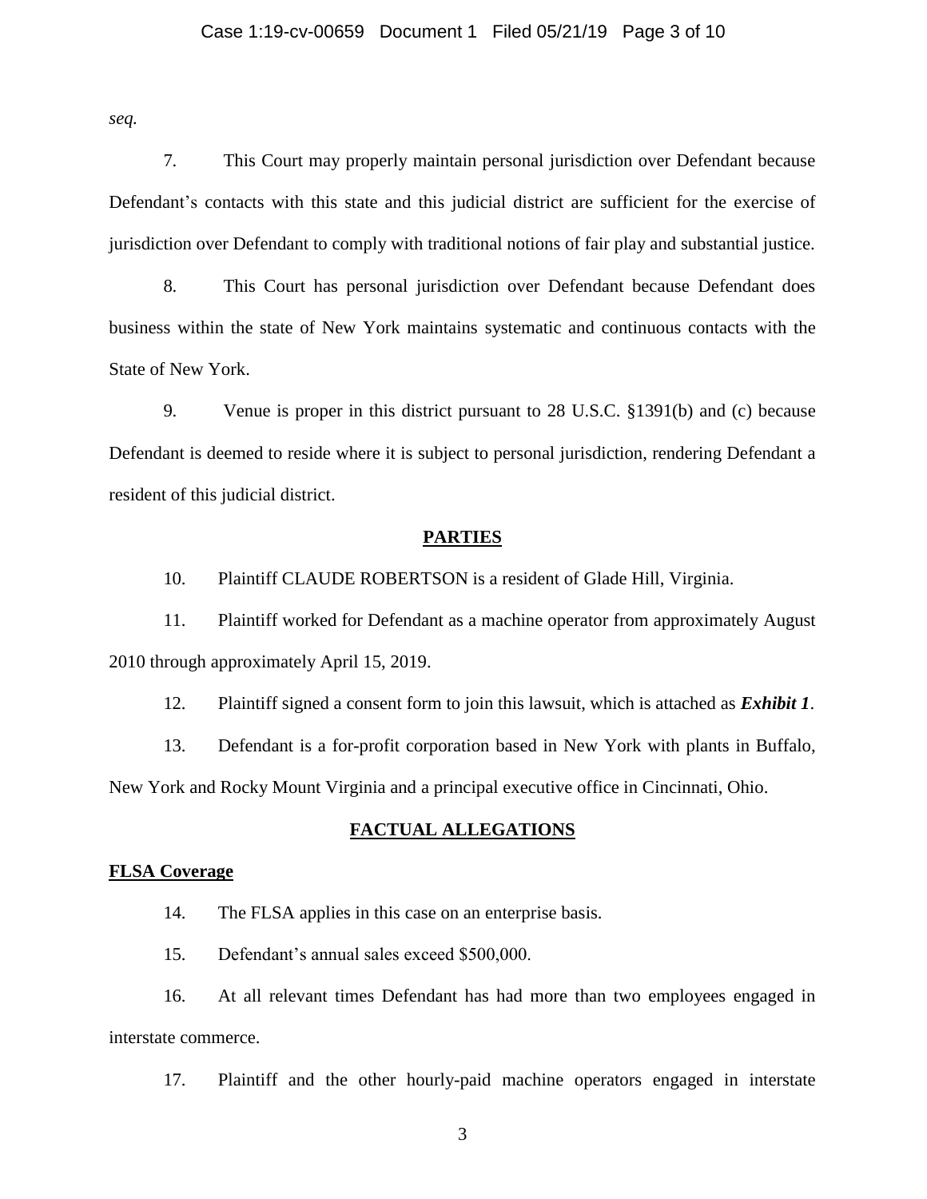*seq.*

7. This Court may properly maintain personal jurisdiction over Defendant because Defendant's contacts with this state and this judicial district are sufficient for the exercise of jurisdiction over Defendant to comply with traditional notions of fair play and substantial justice.

8. This Court has personal jurisdiction over Defendant because Defendant does business within the state of New York maintains systematic and continuous contacts with the State of New York.

9. Venue is proper in this district pursuant to 28 U.S.C. §1391(b) and (c) because Defendant is deemed to reside where it is subject to personal jurisdiction, rendering Defendant a resident of this judicial district.

## PARTIES

10. Plaintiff CLAUDE ROBERTSON is a resident of Glade Hill, Virginia.

11. Plaintiff worked for Defendant as a machine operator from approximately August 2010 through approximately April 15, 2019.

12. Plaintiff signed a consent form to join this lawsuit, which is attached as ***Exhibit 1***.

13. Defendant is a for-profit corporation based in New York with plants in Buffalo, New York and Rocky Mount Virginia and a principal executive office in Cincinnati, Ohio.

## FACTUAL ALLEGATIONS

### FLSA Coverage

14. The FLSA applies in this case on an enterprise basis.

15. Defendant's annual sales exceed $500,000.

16. At all relevant times Defendant has had more than two employees engaged in interstate commerce.

17. Plaintiff and the other hourly-paid machine operators engaged in interstate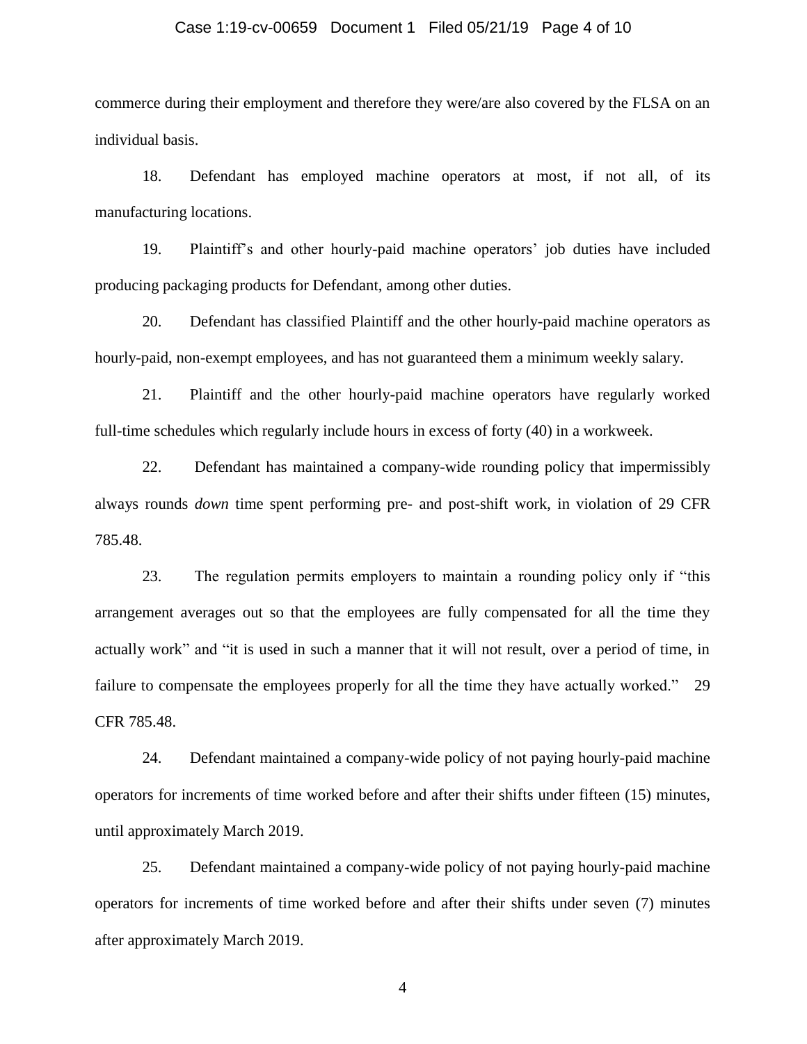commerce during their employment and therefore they were/are also covered by the FLSA on an individual basis.

18. Defendant has employed machine operators at most, if not all, of its manufacturing locations.

19. Plaintiff's and other hourly-paid machine operators' job duties have included producing packaging products for Defendant, among other duties.

20. Defendant has classified Plaintiff and the other hourly-paid machine operators as hourly-paid, non-exempt employees, and has not guaranteed them a minimum weekly salary.

21. Plaintiff and the other hourly-paid machine operators have regularly worked full-time schedules which regularly include hours in excess of forty (40) in a workweek.

22. Defendant has maintained a company-wide rounding policy that impermissibly always rounds *down* time spent performing pre- and post-shift work, in violation of 29 CFR 785.48.

23. The regulation permits employers to maintain a rounding policy only if "this arrangement averages out so that the employees are fully compensated for all the time they actually work" and "it is used in such a manner that it will not result, over a period of time, in failure to compensate the employees properly for all the time they have actually worked." 29 CFR 785.48.

24. Defendant maintained a company-wide policy of not paying hourly-paid machine operators for increments of time worked before and after their shifts under fifteen (15) minutes, until approximately March 2019.

25. Defendant maintained a company-wide policy of not paying hourly-paid machine operators for increments of time worked before and after their shifts under seven (7) minutes after approximately March 2019.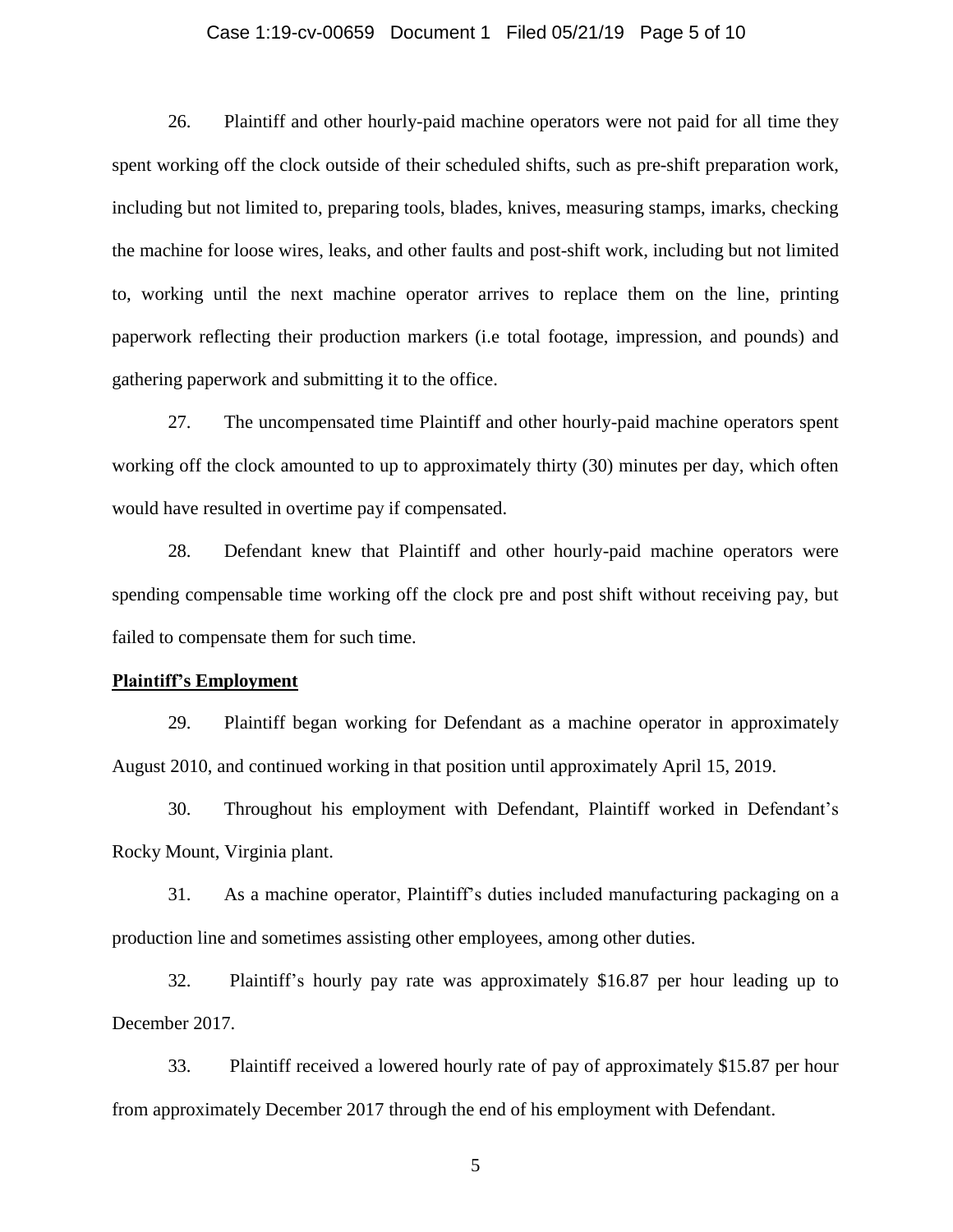26. Plaintiff and other hourly-paid machine operators were not paid for all time they spent working off the clock outside of their scheduled shifts, such as pre-shift preparation work, including but not limited to, preparing tools, blades, knives, measuring stamps, imarks, checking the machine for loose wires, leaks, and other faults and post-shift work, including but not limited to, working until the next machine operator arrives to replace them on the line, printing paperwork reflecting their production markers (i.e total footage, impression, and pounds) and gathering paperwork and submitting it to the office.

27. The uncompensated time Plaintiff and other hourly-paid machine operators spent working off the clock amounted to up to approximately thirty (30) minutes per day, which often would have resulted in overtime pay if compensated.

28. Defendant knew that Plaintiff and other hourly-paid machine operators were spending compensable time working off the clock pre and post shift without receiving pay, but failed to compensate them for such time.

**Plaintiff's Employment**

29. Plaintiff began working for Defendant as a machine operator in approximately August 2010, and continued working in that position until approximately April 15, 2019.

30. Throughout his employment with Defendant, Plaintiff worked in Defendant's Rocky Mount, Virginia plant.

31. As a machine operator, Plaintiff's duties included manufacturing packaging on a production line and sometimes assisting other employees, among other duties.

32. Plaintiff's hourly pay rate was approximately $16.87 per hour leading up to December 2017.

33. Plaintiff received a lowered hourly rate of pay of approximately $15.87 per hour from approximately December 2017 through the end of his employment with Defendant.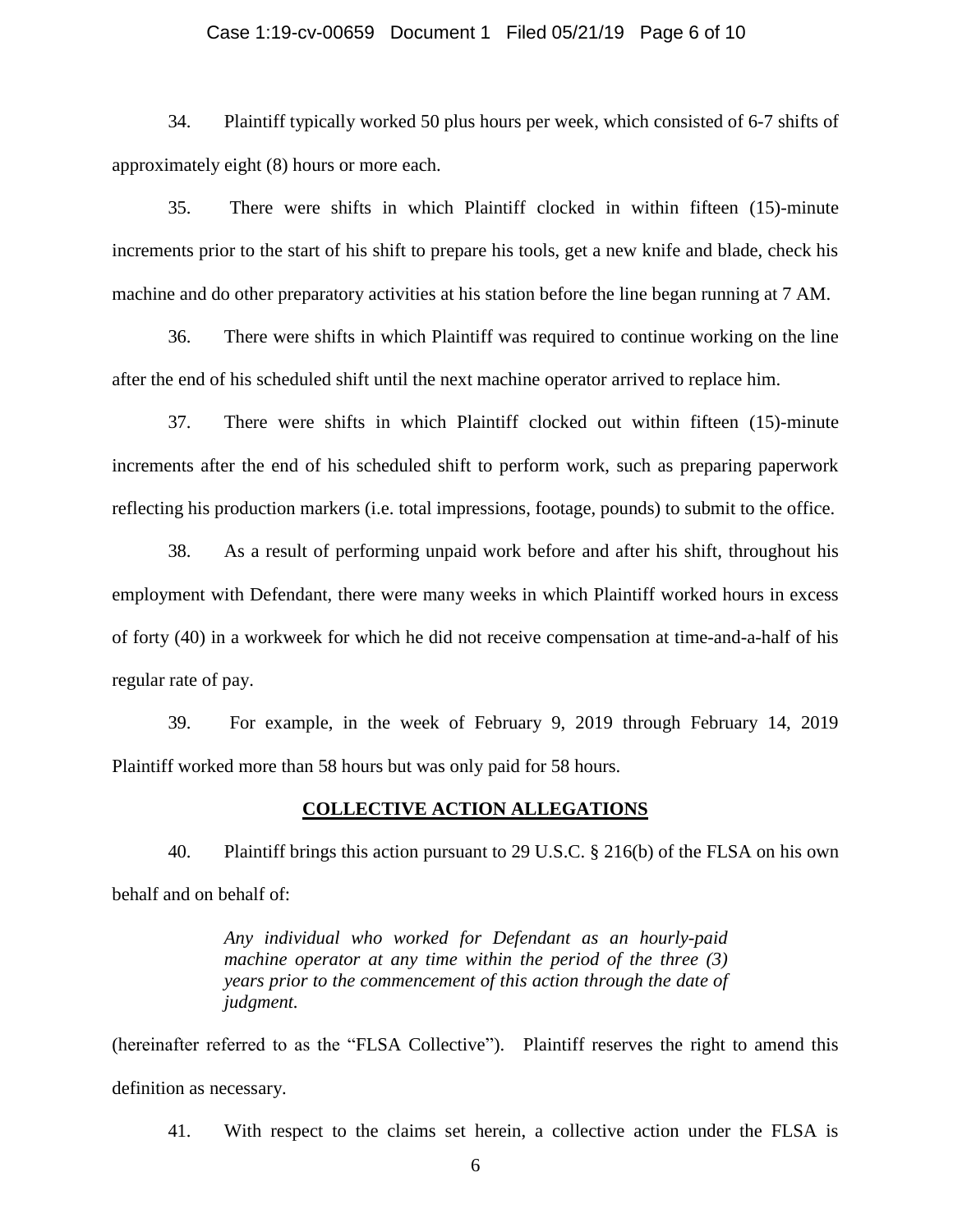34. Plaintiff typically worked 50 plus hours per week, which consisted of 6-7 shifts of approximately eight (8) hours or more each.

35. There were shifts in which Plaintiff clocked in within fifteen (15)-minute increments prior to the start of his shift to prepare his tools, get a new knife and blade, check his machine and do other preparatory activities at his station before the line began running at 7 AM.

36. There were shifts in which Plaintiff was required to continue working on the line after the end of his scheduled shift until the next machine operator arrived to replace him.

37. There were shifts in which Plaintiff clocked out within fifteen (15)-minute increments after the end of his scheduled shift to perform work, such as preparing paperwork reflecting his production markers (i.e. total impressions, footage, pounds) to submit to the office.

38. As a result of performing unpaid work before and after his shift, throughout his employment with Defendant, there were many weeks in which Plaintiff worked hours in excess of forty (40) in a workweek for which he did not receive compensation at time-and-a-half of his regular rate of pay.

39. For example, in the week of February 9, 2019 through February 14, 2019 Plaintiff worked more than 58 hours but was only paid for 58 hours.

## COLLECTIVE ACTION ALLEGATIONS

40. Plaintiff brings this action pursuant to 29 U.S.C. § 216(b) of the FLSA on his own behalf and on behalf of:

> *Any individual who worked for Defendant as an hourly-paid machine operator at any time within the period of the three (3) years prior to the commencement of this action through the date of judgment.*

(hereinafter referred to as the "FLSA Collective"). Plaintiff reserves the right to amend this definition as necessary.

41. With respect to the claims set herein, a collective action under the FLSA is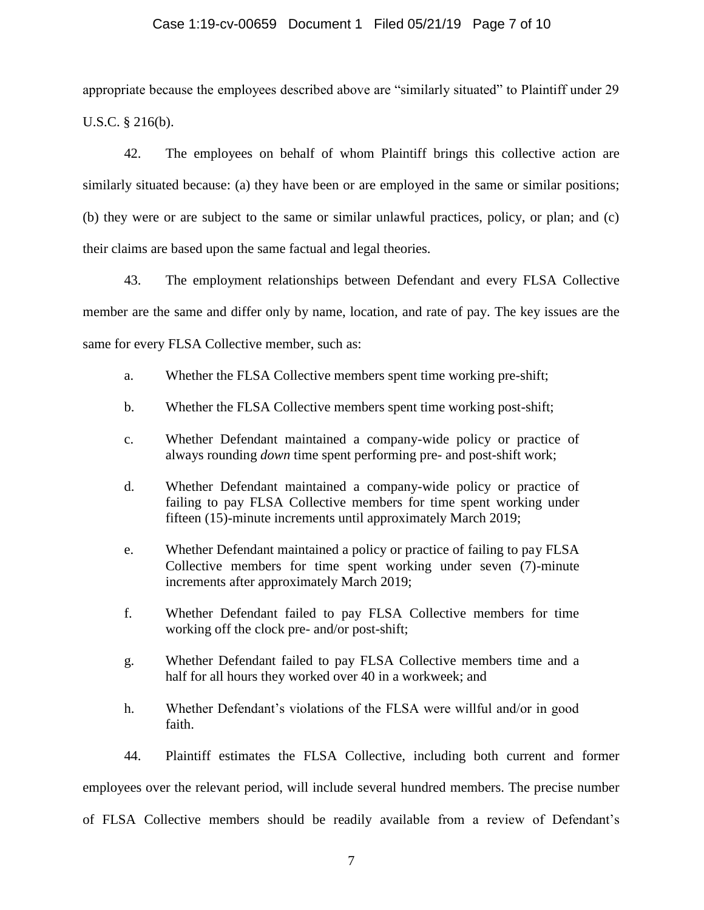appropriate because the employees described above are "similarly situated" to Plaintiff under 29 U.S.C. § 216(b).

42. The employees on behalf of whom Plaintiff brings this collective action are similarly situated because: (a) they have been or are employed in the same or similar positions; (b) they were or are subject to the same or similar unlawful practices, policy, or plan; and (c) their claims are based upon the same factual and legal theories.

43. The employment relationships between Defendant and every FLSA Collective member are the same and differ only by name, location, and rate of pay. The key issues are the same for every FLSA Collective member, such as:

a. Whether the FLSA Collective members spent time working pre-shift;

b. Whether the FLSA Collective members spent time working post-shift;

c. Whether Defendant maintained a company-wide policy or practice of always rounding *down* time spent performing pre- and post-shift work;

d. Whether Defendant maintained a company-wide policy or practice of failing to pay FLSA Collective members for time spent working under fifteen (15)-minute increments until approximately March 2019;

e. Whether Defendant maintained a policy or practice of failing to pay FLSA Collective members for time spent working under seven (7)-minute increments after approximately March 2019;

f. Whether Defendant failed to pay FLSA Collective members for time working off the clock pre- and/or post-shift;

g. Whether Defendant failed to pay FLSA Collective members time and a half for all hours they worked over 40 in a workweek; and

h. Whether Defendant's violations of the FLSA were willful and/or in good faith.

44. Plaintiff estimates the FLSA Collective, including both current and former employees over the relevant period, will include several hundred members. The precise number of FLSA Collective members should be readily available from a review of Defendant's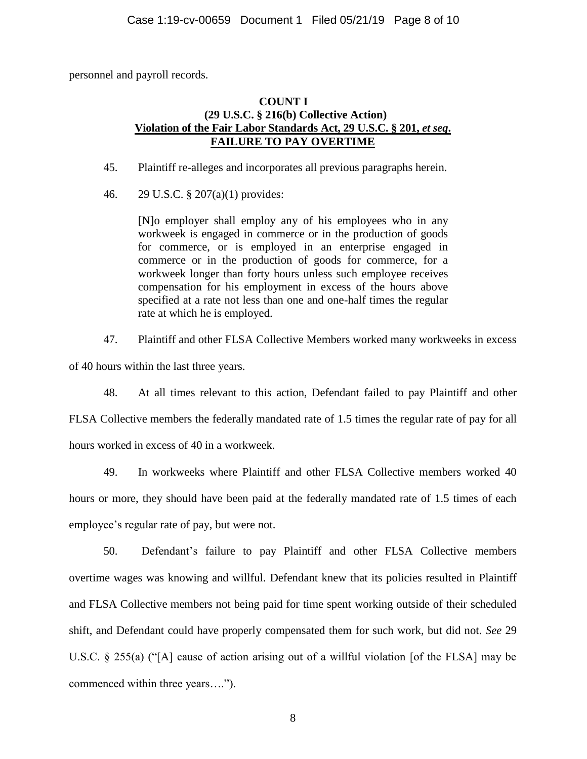personnel and payroll records.

**COUNT I**
**(29 U.S.C. § 216(b) Collective Action)**
**Violation of the Fair Labor Standards Act, 29 U.S.C. § 201, *et seq*.**
**FAILURE TO PAY OVERTIME**

45. Plaintiff re-alleges and incorporates all previous paragraphs herein.

46. 29 U.S.C. § 207(a)(1) provides:

> [N]o employer shall employ any of his employees who in any workweek is engaged in commerce or in the production of goods for commerce, or is employed in an enterprise engaged in commerce or in the production of goods for commerce, for a workweek longer than forty hours unless such employee receives compensation for his employment in excess of the hours above specified at a rate not less than one and one-half times the regular rate at which he is employed.

47. Plaintiff and other FLSA Collective Members worked many workweeks in excess of 40 hours within the last three years.

48. At all times relevant to this action, Defendant failed to pay Plaintiff and other FLSA Collective members the federally mandated rate of 1.5 times the regular rate of pay for all hours worked in excess of 40 in a workweek.

49. In workweeks where Plaintiff and other FLSA Collective members worked 40 hours or more, they should have been paid at the federally mandated rate of 1.5 times of each employee's regular rate of pay, but were not.

50. Defendant's failure to pay Plaintiff and other FLSA Collective members overtime wages was knowing and willful. Defendant knew that its policies resulted in Plaintiff and FLSA Collective members not being paid for time spent working outside of their scheduled shift, and Defendant could have properly compensated them for such work, but did not. *See* 29 U.S.C. § 255(a) ("[A] cause of action arising out of a willful violation [of the FLSA] may be commenced within three years….").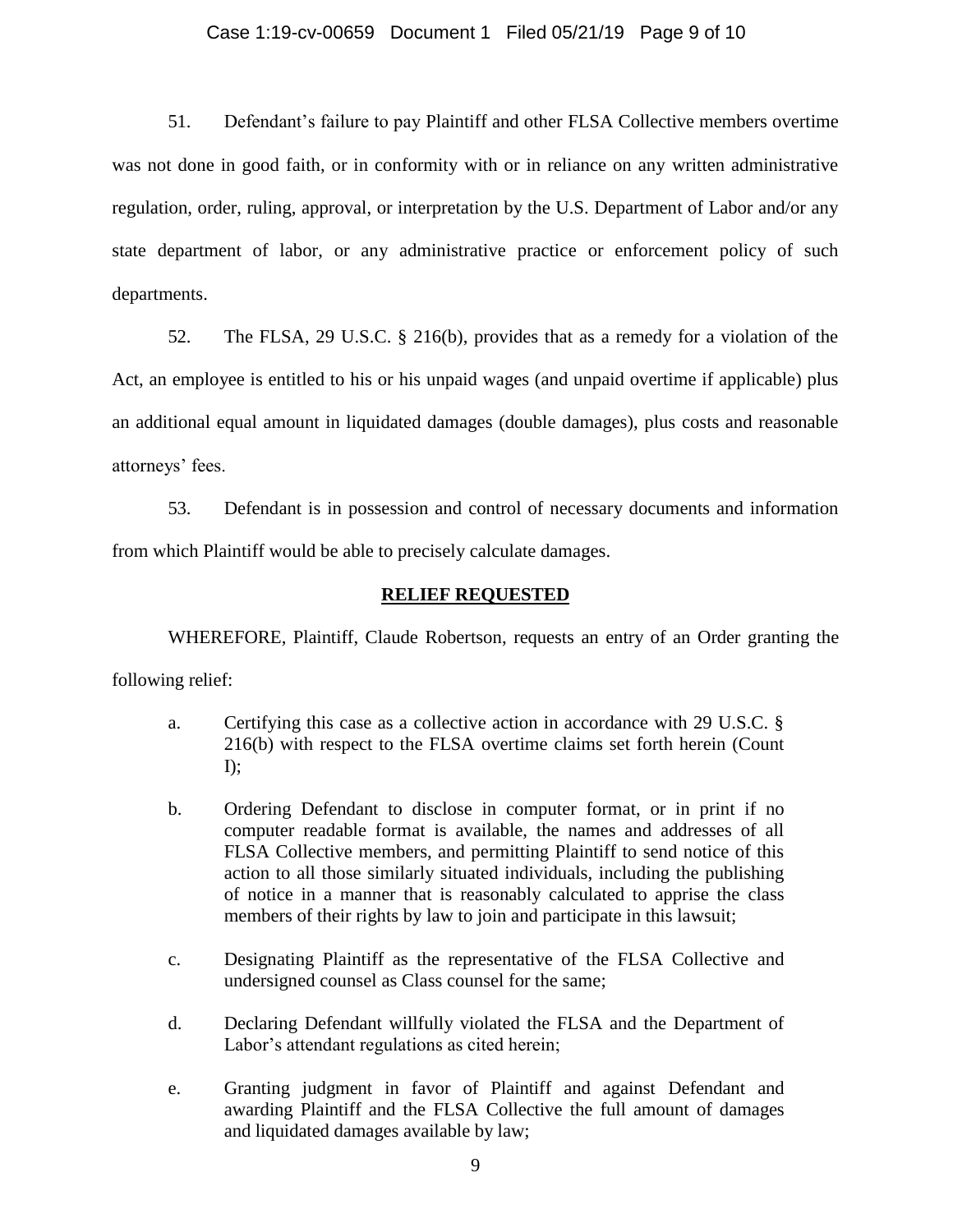51. Defendant's failure to pay Plaintiff and other FLSA Collective members overtime was not done in good faith, or in conformity with or in reliance on any written administrative regulation, order, ruling, approval, or interpretation by the U.S. Department of Labor and/or any state department of labor, or any administrative practice or enforcement policy of such departments.

52. The FLSA, 29 U.S.C. § 216(b), provides that as a remedy for a violation of the Act, an employee is entitled to his or his unpaid wages (and unpaid overtime if applicable) plus an additional equal amount in liquidated damages (double damages), plus costs and reasonable attorneys' fees.

53. Defendant is in possession and control of necessary documents and information from which Plaintiff would be able to precisely calculate damages.

## RELIEF REQUESTED

WHEREFORE, Plaintiff, Claude Robertson, requests an entry of an Order granting the following relief:

a. Certifying this case as a collective action in accordance with 29 U.S.C. § 216(b) with respect to the FLSA overtime claims set forth herein (Count I);

b. Ordering Defendant to disclose in computer format, or in print if no computer readable format is available, the names and addresses of all FLSA Collective members, and permitting Plaintiff to send notice of this action to all those similarly situated individuals, including the publishing of notice in a manner that is reasonably calculated to apprise the class members of their rights by law to join and participate in this lawsuit;

c. Designating Plaintiff as the representative of the FLSA Collective and undersigned counsel as Class counsel for the same;

d. Declaring Defendant willfully violated the FLSA and the Department of Labor's attendant regulations as cited herein;

e. Granting judgment in favor of Plaintiff and against Defendant and awarding Plaintiff and the FLSA Collective the full amount of damages and liquidated damages available by law;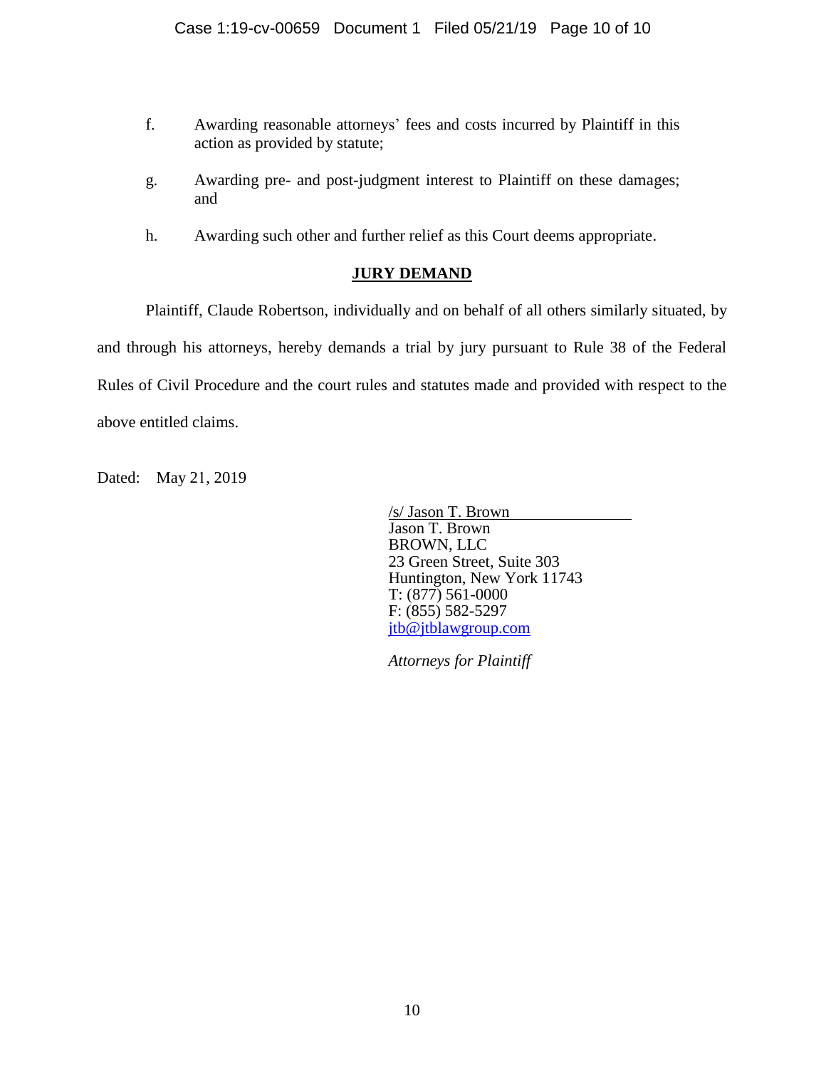f. Awarding reasonable attorneys' fees and costs incurred by Plaintiff in this action as provided by statute;

g. Awarding pre- and post-judgment interest to Plaintiff on these damages; and

h. Awarding such other and further relief as this Court deems appropriate.

## JURY DEMAND

Plaintiff, Claude Robertson, individually and on behalf of all others similarly situated, by and through his attorneys, hereby demands a trial by jury pursuant to Rule 38 of the Federal Rules of Civil Procedure and the court rules and statutes made and provided with respect to the above entitled claims.

Dated: May 21, 2019

/s/ Jason T. Brown
Jason T. Brown
BROWN, LLC
23 Green Street, Suite 303
Huntington, New York 11743
T: (877) 561-0000
F: (855) 582-5297
jtb@jtblawgroup.com

*Attorneys for Plaintiff*